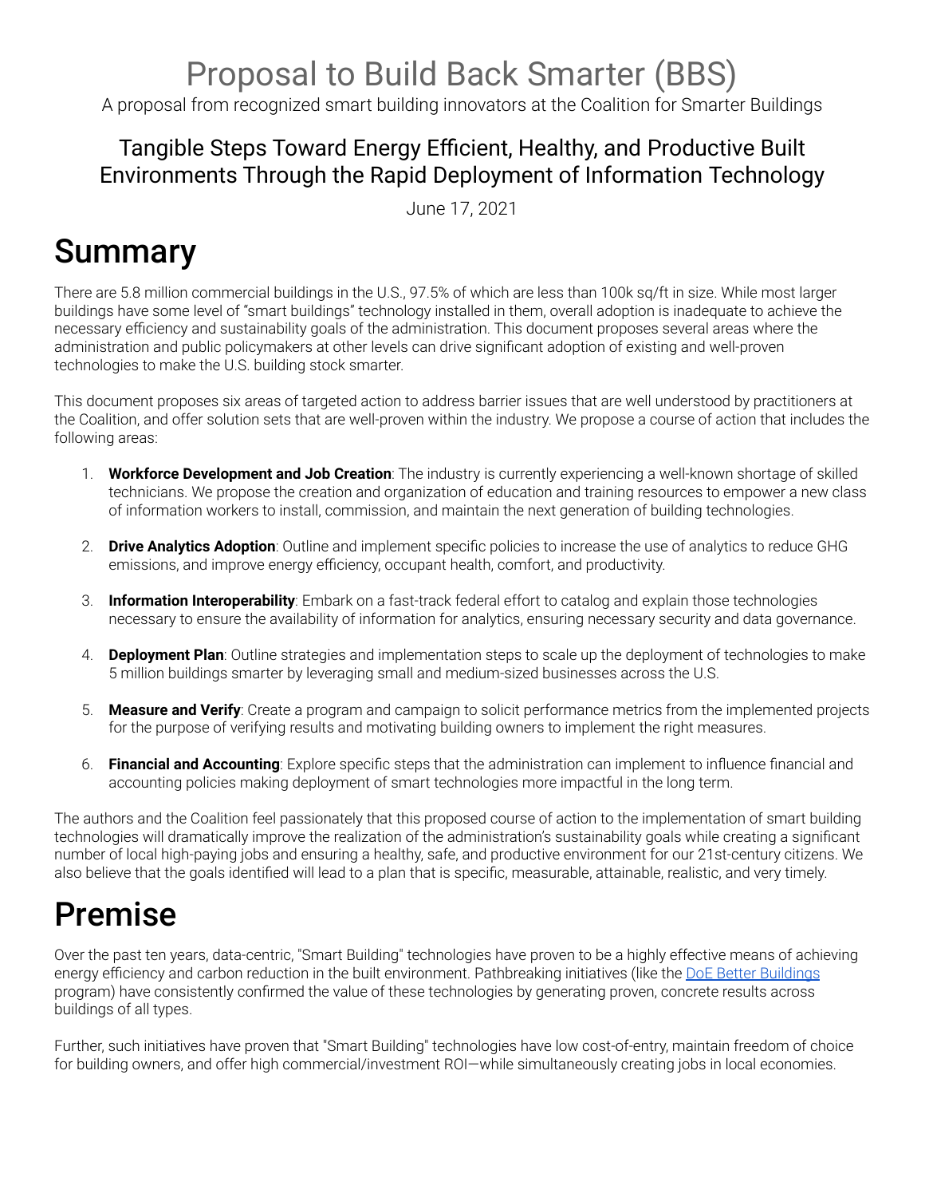# Proposal to Build Back Smarter (BBS)

A proposal from recognized smart building innovators at the Coalition for Smarter Buildings

## Tangible Steps Toward Energy Efficient, Healthy, and Productive Built Environments Through the Rapid Deployment of Information Technology

June 17, 2021

# Summary

There are 5.8 million commercial buildings in the U.S., 97.5% of which are less than 100k sq/ft in size. While most larger buildings have some level of "smart buildings" technology installed in them, overall adoption is inadequate to achieve the necessary efficiency and sustainability goals of the administration. This document proposes several areas where the administration and public policymakers at other levels can drive significant adoption of existing and well-proven technologies to make the U.S. building stock smarter.

This document proposes six areas of targeted action to address barrier issues that are well understood by practitioners at the Coalition, and offer solution sets that are well-proven within the industry. We propose a course of action that includes the following areas:

1. **Workforce Development and Job Creation**: The industry is currently experiencing a well-known shortage of skilled technicians. We propose the creation and organization of education and training resources to empower a new class of information workers to install, commission, and maintain the next generation of building technologies.

2. **Drive Analytics Adoption**: Outline and implement specific policies to increase the use of analytics to reduce GHG emissions, and improve energy efficiency, occupant health, comfort, and productivity.

3. **Information Interoperability**: Embark on a fast-track federal effort to catalog and explain those technologies necessary to ensure the availability of information for analytics, ensuring necessary security and data governance.

4. **Deployment Plan**: Outline strategies and implementation steps to scale up the deployment of technologies to make 5 million buildings smarter by leveraging small and medium-sized businesses across the U.S.

5. **Measure and Verify**: Create a program and campaign to solicit performance metrics from the implemented projects for the purpose of verifying results and motivating building owners to implement the right measures.

6. **Financial and Accounting**: Explore specific steps that the administration can implement to influence financial and accounting policies making deployment of smart technologies more impactful in the long term.

The authors and the Coalition feel passionately that this proposed course of action to the implementation of smart building technologies will dramatically improve the realization of the administration's sustainability goals while creating a significant number of local high-paying jobs and ensuring a healthy, safe, and productive environment for our 21st-century citizens. We also believe that the goals identified will lead to a plan that is specific, measurable, attainable, realistic, and very timely.

# Premise

Over the past ten years, data-centric, "Smart Building" technologies have proven to be a highly effective means of achieving energy efficiency and carbon reduction in the built environment. Pathbreaking initiatives (like the [DoE Better Buildings]() program) have consistently confirmed the value of these technologies by generating proven, concrete results across buildings of all types.

Further, such initiatives have proven that "Smart Building" technologies have low cost-of-entry, maintain freedom of choice for building owners, and offer high commercial/investment ROI—while simultaneously creating jobs in local economies.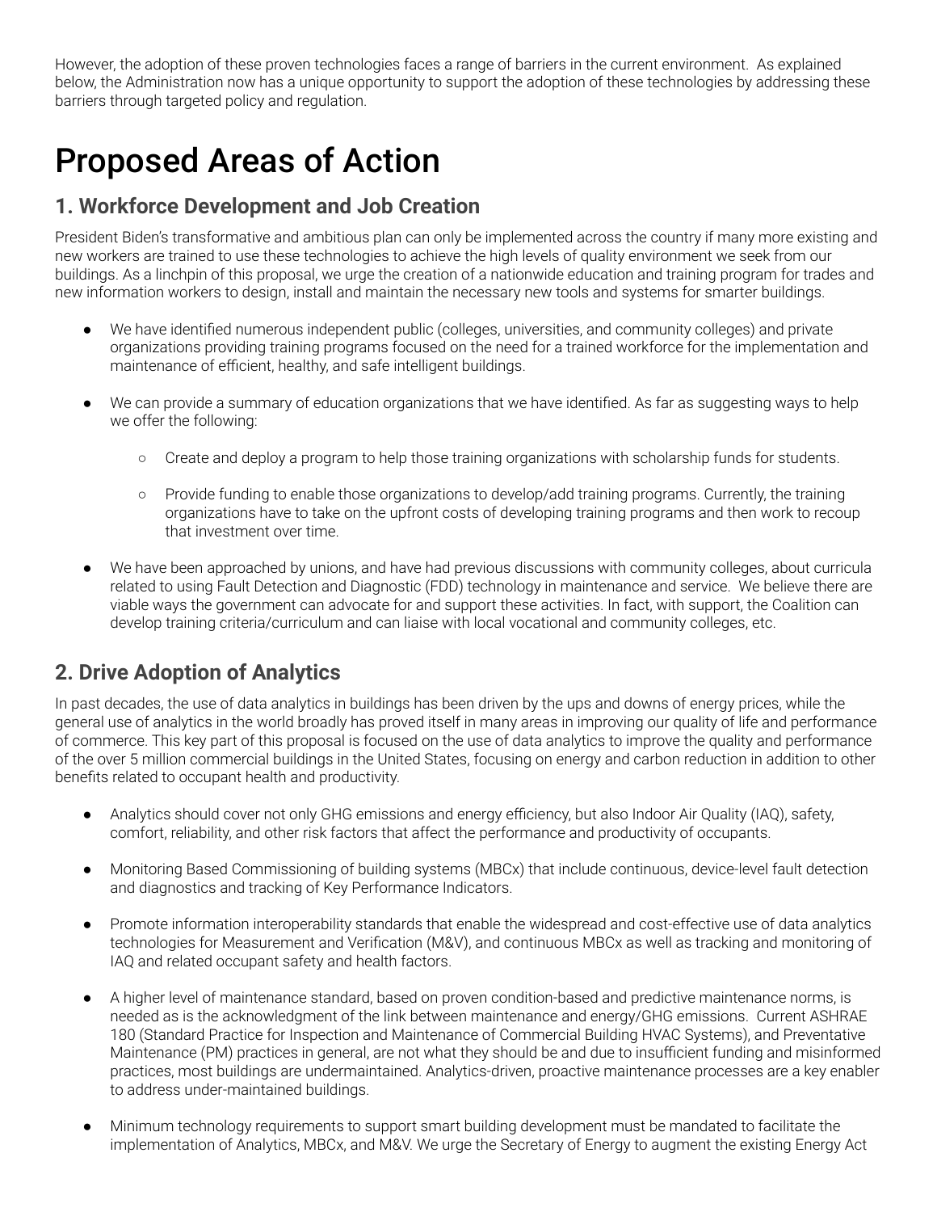However, the adoption of these proven technologies faces a range of barriers in the current environment. As explained below, the Administration now has a unique opportunity to support the adoption of these technologies by addressing these barriers through targeted policy and regulation.

# Proposed Areas of Action

## 1. Workforce Development and Job Creation

President Biden's transformative and ambitious plan can only be implemented across the country if many more existing and new workers are trained to use these technologies to achieve the high levels of quality environment we seek from our buildings. As a linchpin of this proposal, we urge the creation of a nationwide education and training program for trades and new information workers to design, install and maintain the necessary new tools and systems for smarter buildings.

- We have identified numerous independent public (colleges, universities, and community colleges) and private organizations providing training programs focused on the need for a trained workforce for the implementation and maintenance of efficient, healthy, and safe intelligent buildings.

- We can provide a summary of education organizations that we have identified. As far as suggesting ways to help we offer the following:
  - Create and deploy a program to help those training organizations with scholarship funds for students.
  - Provide funding to enable those organizations to develop/add training programs. Currently, the training organizations have to take on the upfront costs of developing training programs and then work to recoup that investment over time.

- We have been approached by unions, and have had previous discussions with community colleges, about curricula related to using Fault Detection and Diagnostic (FDD) technology in maintenance and service. We believe there are viable ways the government can advocate for and support these activities. In fact, with support, the Coalition can develop training criteria/curriculum and can liaise with local vocational and community colleges, etc.

## 2. Drive Adoption of Analytics

In past decades, the use of data analytics in buildings has been driven by the ups and downs of energy prices, while the general use of analytics in the world broadly has proved itself in many areas in improving our quality of life and performance of commerce. This key part of this proposal is focused on the use of data analytics to improve the quality and performance of the over 5 million commercial buildings in the United States, focusing on energy and carbon reduction in addition to other benefits related to occupant health and productivity.

- Analytics should cover not only GHG emissions and energy efficiency, but also Indoor Air Quality (IAQ), safety, comfort, reliability, and other risk factors that affect the performance and productivity of occupants.

- Monitoring Based Commissioning of building systems (MBCx) that include continuous, device-level fault detection and diagnostics and tracking of Key Performance Indicators.

- Promote information interoperability standards that enable the widespread and cost-effective use of data analytics technologies for Measurement and Verification (M&V), and continuous MBCx as well as tracking and monitoring of IAQ and related occupant safety and health factors.

- A higher level of maintenance standard, based on proven condition-based and predictive maintenance norms, is needed as is the acknowledgment of the link between maintenance and energy/GHG emissions. Current ASHRAE 180 (Standard Practice for Inspection and Maintenance of Commercial Building HVAC Systems), and Preventative Maintenance (PM) practices in general, are not what they should be and due to insufficient funding and misinformed practices, most buildings are undermaintained. Analytics-driven, proactive maintenance processes are a key enabler to address under-maintained buildings.

- Minimum technology requirements to support smart building development must be mandated to facilitate the implementation of Analytics, MBCx, and M&V. We urge the Secretary of Energy to augment the existing Energy Act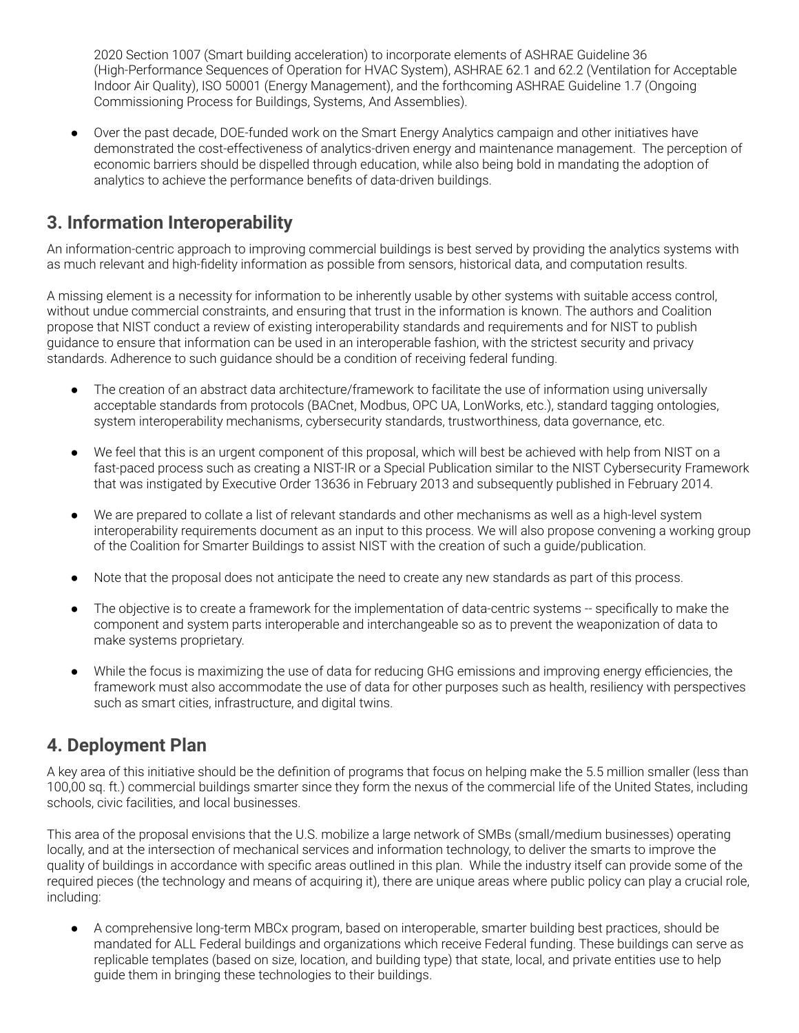2020 Section 1007 (Smart building acceleration) to incorporate elements of ASHRAE Guideline 36 (High-Performance Sequences of Operation for HVAC System), ASHRAE 62.1 and 62.2 (Ventilation for Acceptable Indoor Air Quality), ISO 50001 (Energy Management), and the forthcoming ASHRAE Guideline 1.7 (Ongoing Commissioning Process for Buildings, Systems, And Assemblies).

- Over the past decade, DOE-funded work on the Smart Energy Analytics campaign and other initiatives have demonstrated the cost-effectiveness of analytics-driven energy and maintenance management. The perception of economic barriers should be dispelled through education, while also being bold in mandating the adoption of analytics to achieve the performance benefits of data-driven buildings.

## 3. Information Interoperability

An information-centric approach to improving commercial buildings is best served by providing the analytics systems with as much relevant and high-fidelity information as possible from sensors, historical data, and computation results.

A missing element is a necessity for information to be inherently usable by other systems with suitable access control, without undue commercial constraints, and ensuring that trust in the information is known. The authors and Coalition propose that NIST conduct a review of existing interoperability standards and requirements and for NIST to publish guidance to ensure that information can be used in an interoperable fashion, with the strictest security and privacy standards. Adherence to such guidance should be a condition of receiving federal funding.

- The creation of an abstract data architecture/framework to facilitate the use of information using universally acceptable standards from protocols (BACnet, Modbus, OPC UA, LonWorks, etc.), standard tagging ontologies, system interoperability mechanisms, cybersecurity standards, trustworthiness, data governance, etc.
- We feel that this is an urgent component of this proposal, which will best be achieved with help from NIST on a fast-paced process such as creating a NIST-IR or a Special Publication similar to the NIST Cybersecurity Framework that was instigated by Executive Order 13636 in February 2013 and subsequently published in February 2014.
- We are prepared to collate a list of relevant standards and other mechanisms as well as a high-level system interoperability requirements document as an input to this process. We will also propose convening a working group of the Coalition for Smarter Buildings to assist NIST with the creation of such a guide/publication.
- Note that the proposal does not anticipate the need to create any new standards as part of this process.
- The objective is to create a framework for the implementation of data-centric systems -- specifically to make the component and system parts interoperable and interchangeable so as to prevent the weaponization of data to make systems proprietary.
- While the focus is maximizing the use of data for reducing GHG emissions and improving energy efficiencies, the framework must also accommodate the use of data for other purposes such as health, resiliency with perspectives such as smart cities, infrastructure, and digital twins.

## 4. Deployment Plan

A key area of this initiative should be the definition of programs that focus on helping make the 5.5 million smaller (less than 100,00 sq. ft.) commercial buildings smarter since they form the nexus of the commercial life of the United States, including schools, civic facilities, and local businesses.

This area of the proposal envisions that the U.S. mobilize a large network of SMBs (small/medium businesses) operating locally, and at the intersection of mechanical services and information technology, to deliver the smarts to improve the quality of buildings in accordance with specific areas outlined in this plan. While the industry itself can provide some of the required pieces (the technology and means of acquiring it), there are unique areas where public policy can play a crucial role, including:

- A comprehensive long-term MBCx program, based on interoperable, smarter building best practices, should be mandated for ALL Federal buildings and organizations which receive Federal funding. These buildings can serve as replicable templates (based on size, location, and building type) that state, local, and private entities use to help guide them in bringing these technologies to their buildings.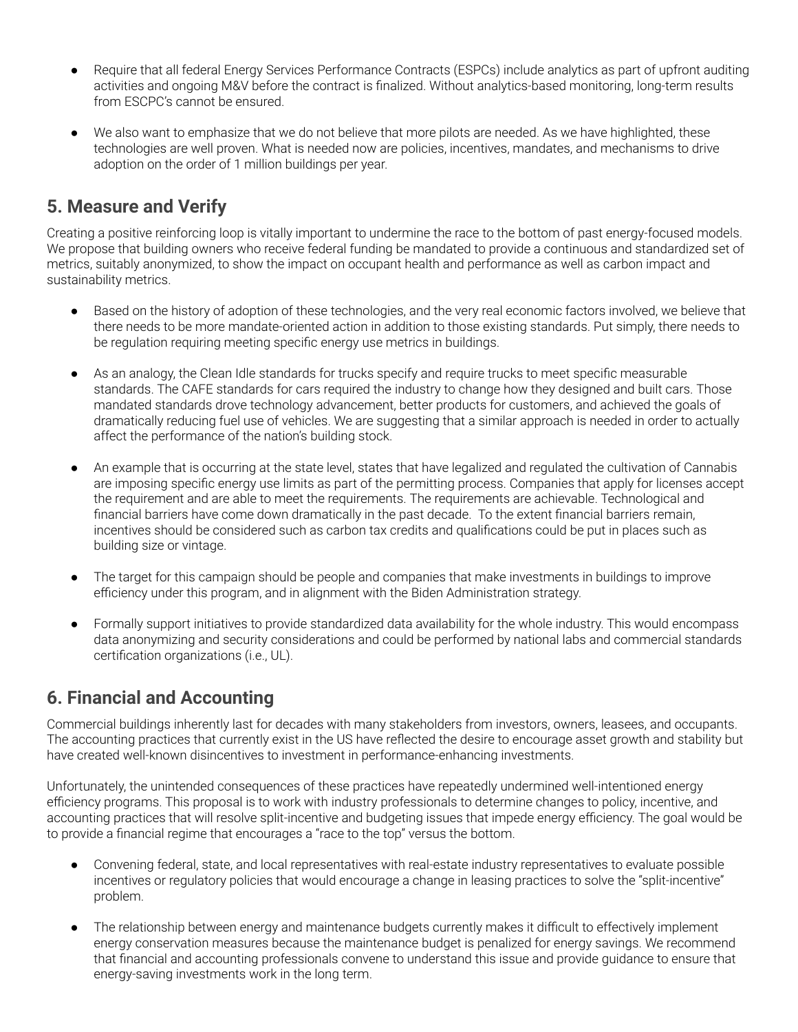- Require that all federal Energy Services Performance Contracts (ESPCs) include analytics as part of upfront auditing activities and ongoing M&V before the contract is finalized. Without analytics-based monitoring, long-term results from ESCPC's cannot be ensured.

- We also want to emphasize that we do not believe that more pilots are needed. As we have highlighted, these technologies are well proven. What is needed now are policies, incentives, mandates, and mechanisms to drive adoption on the order of 1 million buildings per year.

## 5. Measure and Verify

Creating a positive reinforcing loop is vitally important to undermine the race to the bottom of past energy-focused models. We propose that building owners who receive federal funding be mandated to provide a continuous and standardized set of metrics, suitably anonymized, to show the impact on occupant health and performance as well as carbon impact and sustainability metrics.

- Based on the history of adoption of these technologies, and the very real economic factors involved, we believe that there needs to be more mandate-oriented action in addition to those existing standards. Put simply, there needs to be regulation requiring meeting specific energy use metrics in buildings.

- As an analogy, the Clean Idle standards for trucks specify and require trucks to meet specific measurable standards. The CAFE standards for cars required the industry to change how they designed and built cars. Those mandated standards drove technology advancement, better products for customers, and achieved the goals of dramatically reducing fuel use of vehicles. We are suggesting that a similar approach is needed in order to actually affect the performance of the nation's building stock.

- An example that is occurring at the state level, states that have legalized and regulated the cultivation of Cannabis are imposing specific energy use limits as part of the permitting process. Companies that apply for licenses accept the requirement and are able to meet the requirements. The requirements are achievable. Technological and financial barriers have come down dramatically in the past decade. To the extent financial barriers remain, incentives should be considered such as carbon tax credits and qualifications could be put in places such as building size or vintage.

- The target for this campaign should be people and companies that make investments in buildings to improve efficiency under this program, and in alignment with the Biden Administration strategy.

- Formally support initiatives to provide standardized data availability for the whole industry. This would encompass data anonymizing and security considerations and could be performed by national labs and commercial standards certification organizations (i.e., UL).

## 6. Financial and Accounting

Commercial buildings inherently last for decades with many stakeholders from investors, owners, leasees, and occupants. The accounting practices that currently exist in the US have reflected the desire to encourage asset growth and stability but have created well-known disincentives to investment in performance-enhancing investments.

Unfortunately, the unintended consequences of these practices have repeatedly undermined well-intentioned energy efficiency programs. This proposal is to work with industry professionals to determine changes to policy, incentive, and accounting practices that will resolve split-incentive and budgeting issues that impede energy efficiency. The goal would be to provide a financial regime that encourages a "race to the top" versus the bottom.

- Convening federal, state, and local representatives with real-estate industry representatives to evaluate possible incentives or regulatory policies that would encourage a change in leasing practices to solve the "split-incentive" problem.

- The relationship between energy and maintenance budgets currently makes it difficult to effectively implement energy conservation measures because the maintenance budget is penalized for energy savings. We recommend that financial and accounting professionals convene to understand this issue and provide guidance to ensure that energy-saving investments work in the long term.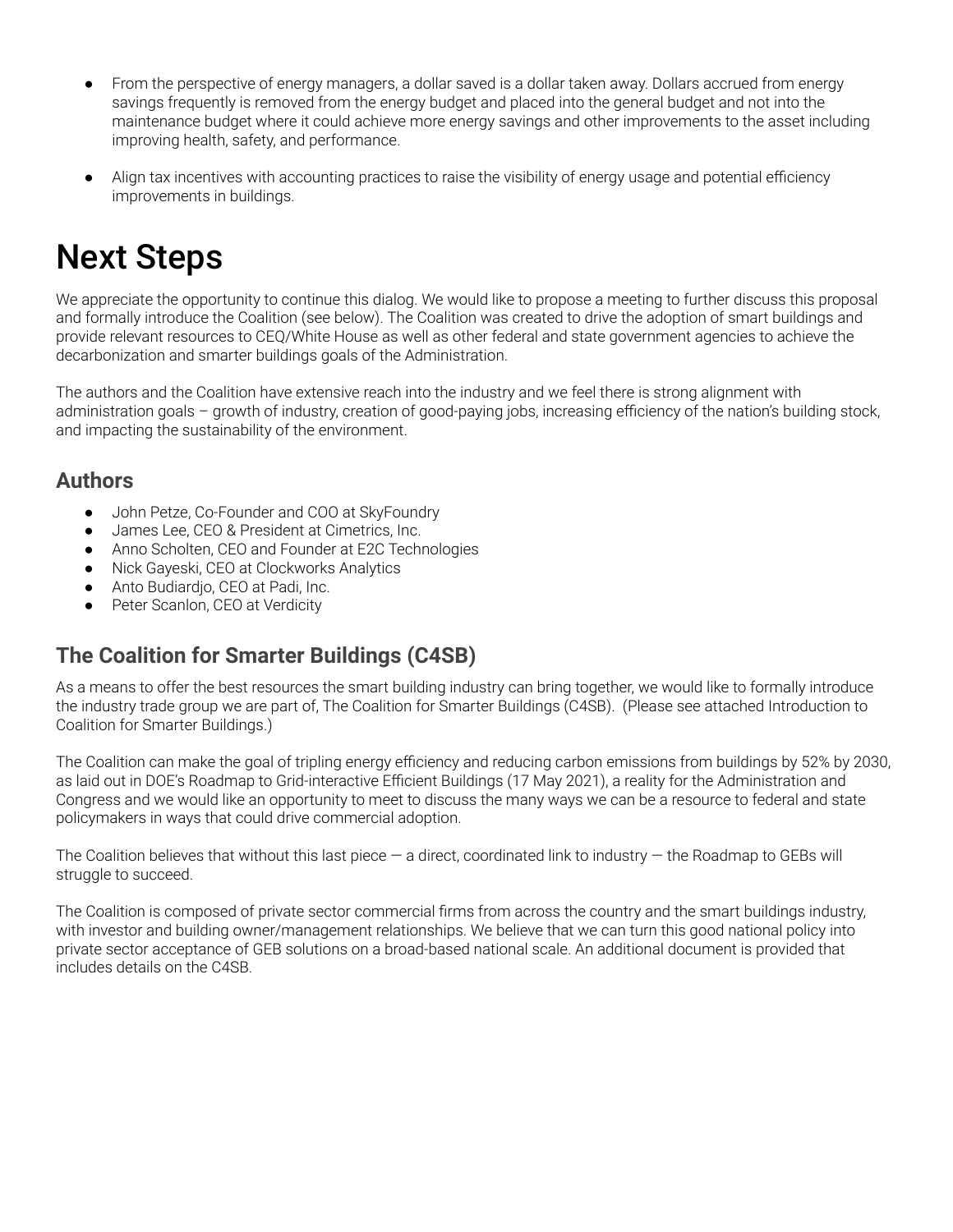- From the perspective of energy managers, a dollar saved is a dollar taken away. Dollars accrued from energy savings frequently is removed from the energy budget and placed into the general budget and not into the maintenance budget where it could achieve more energy savings and other improvements to the asset including improving health, safety, and performance.

- Align tax incentives with accounting practices to raise the visibility of energy usage and potential efficiency improvements in buildings.

# Next Steps

We appreciate the opportunity to continue this dialog. We would like to propose a meeting to further discuss this proposal and formally introduce the Coalition (see below). The Coalition was created to drive the adoption of smart buildings and provide relevant resources to CEQ/White House as well as other federal and state government agencies to achieve the decarbonization and smarter buildings goals of the Administration.

The authors and the Coalition have extensive reach into the industry and we feel there is strong alignment with administration goals – growth of industry, creation of good-paying jobs, increasing efficiency of the nation's building stock, and impacting the sustainability of the environment.

## Authors

- John Petze, Co-Founder and COO at SkyFoundry
- James Lee, CEO & President at Cimetrics, Inc.
- Anno Scholten, CEO and Founder at E2C Technologies
- Nick Gayeski, CEO at Clockworks Analytics
- Anto Budiardjo, CEO at Padi, Inc.
- Peter Scanlon, CEO at Verdicity

## The Coalition for Smarter Buildings (C4SB)

As a means to offer the best resources the smart building industry can bring together, we would like to formally introduce the industry trade group we are part of, The Coalition for Smarter Buildings (C4SB). (Please see attached Introduction to Coalition for Smarter Buildings.)

The Coalition can make the goal of tripling energy efficiency and reducing carbon emissions from buildings by 52% by 2030, as laid out in DOE's Roadmap to Grid-interactive Efficient Buildings (17 May 2021), a reality for the Administration and Congress and we would like an opportunity to meet to discuss the many ways we can be a resource to federal and state policymakers in ways that could drive commercial adoption.

The Coalition believes that without this last piece — a direct, coordinated link to industry — the Roadmap to GEBs will struggle to succeed.

The Coalition is composed of private sector commercial firms from across the country and the smart buildings industry, with investor and building owner/management relationships. We believe that we can turn this good national policy into private sector acceptance of GEB solutions on a broad-based national scale. An additional document is provided that includes details on the C4SB.